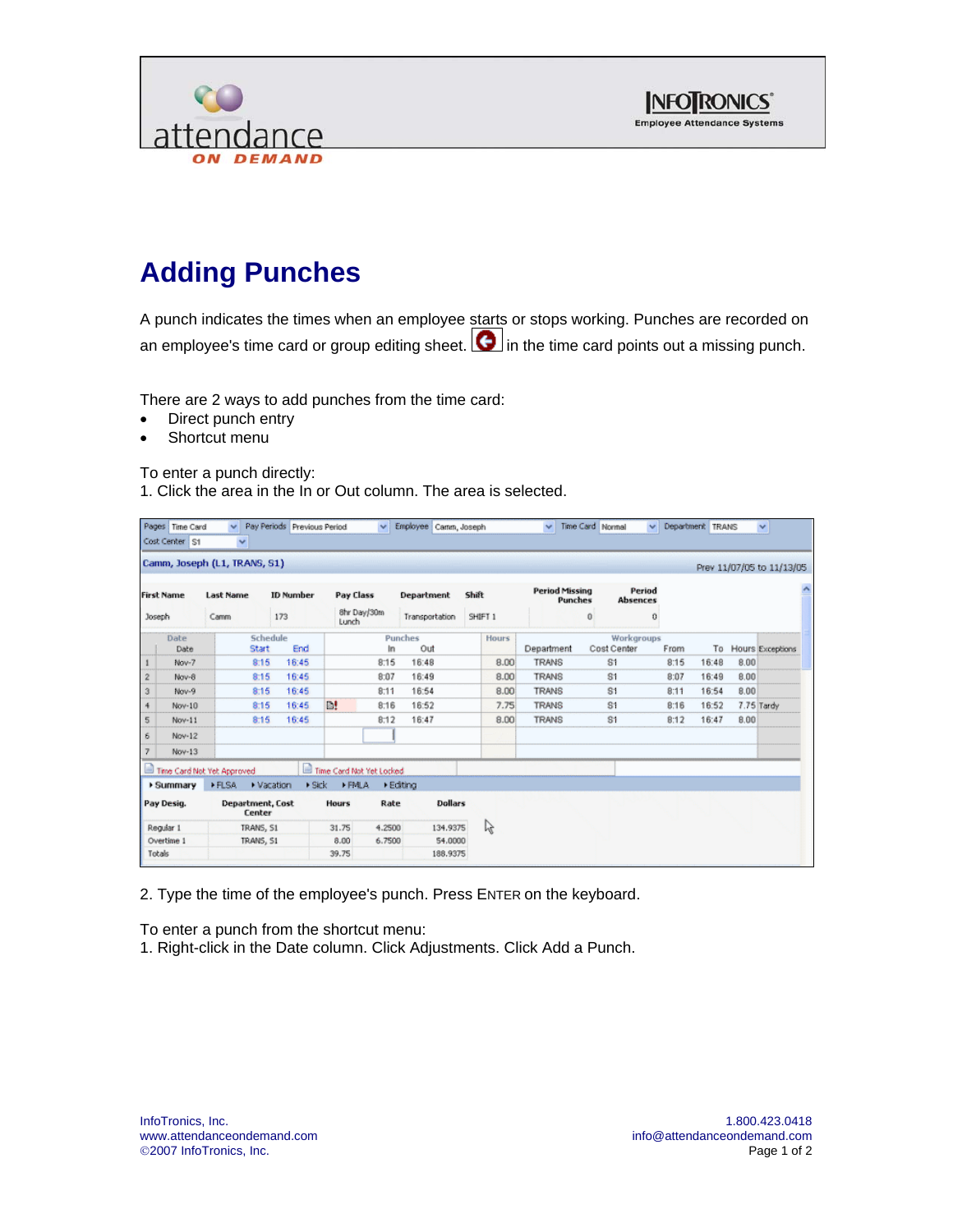# Adding Punches

A punch indicates the times when an employee starts or stops working. Punches are recorded on an employee's time card or group editing sheet. in the time card points out a missing punch.

There are 2 ways to add punches from the time card:

- Direct punch entry
- Shortcut menu

To enter a punch directly:
1. Click the area in the In or Out column. The area is selected.

2. Type the time of the employee's punch. Press ENTER on the keyboard.

To enter a punch from the shortcut menu:
1. Right-click in the Date column. Click Adjustments. Click Add a Punch.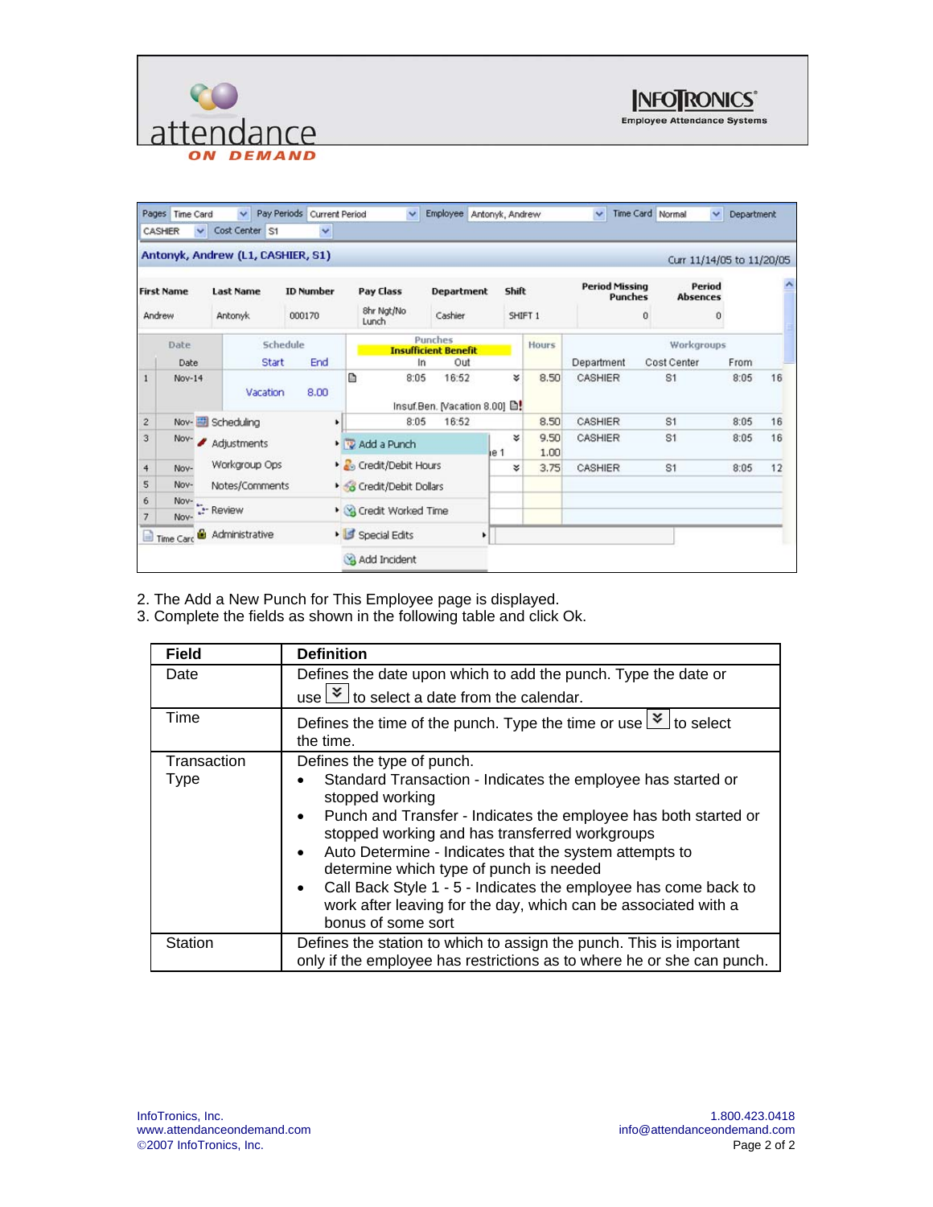2. The Add a New Punch for This Employee page is displayed.
3. Complete the fields as shown in the following table and click Ok.

| Field | Definition |
|---|---|
| Date | Defines the date upon which to add the punch. Type the date or use ≚ to select a date from the calendar. |
| Time | Defines the time of the punch. Type the time or use ≚ to select the time. |
| Transaction Type | Defines the type of punch.<br>• Standard Transaction - Indicates the employee has started or stopped working<br>• Punch and Transfer - Indicates the employee has both started or stopped working and has transferred workgroups<br>• Auto Determine - Indicates that the system attempts to determine which type of punch is needed<br>• Call Back Style 1 - 5 - Indicates the employee has come back to work after leaving for the day, which can be associated with a bonus of some sort |
| Station | Defines the station to which to assign the punch. This is important only if the employee has restrictions as to where he or she can punch. |

InfoTronics, Inc.
www.attendanceondemand.com
©2007 InfoTronics, Inc.

1.800.423.0418
info@attendanceondemand.com